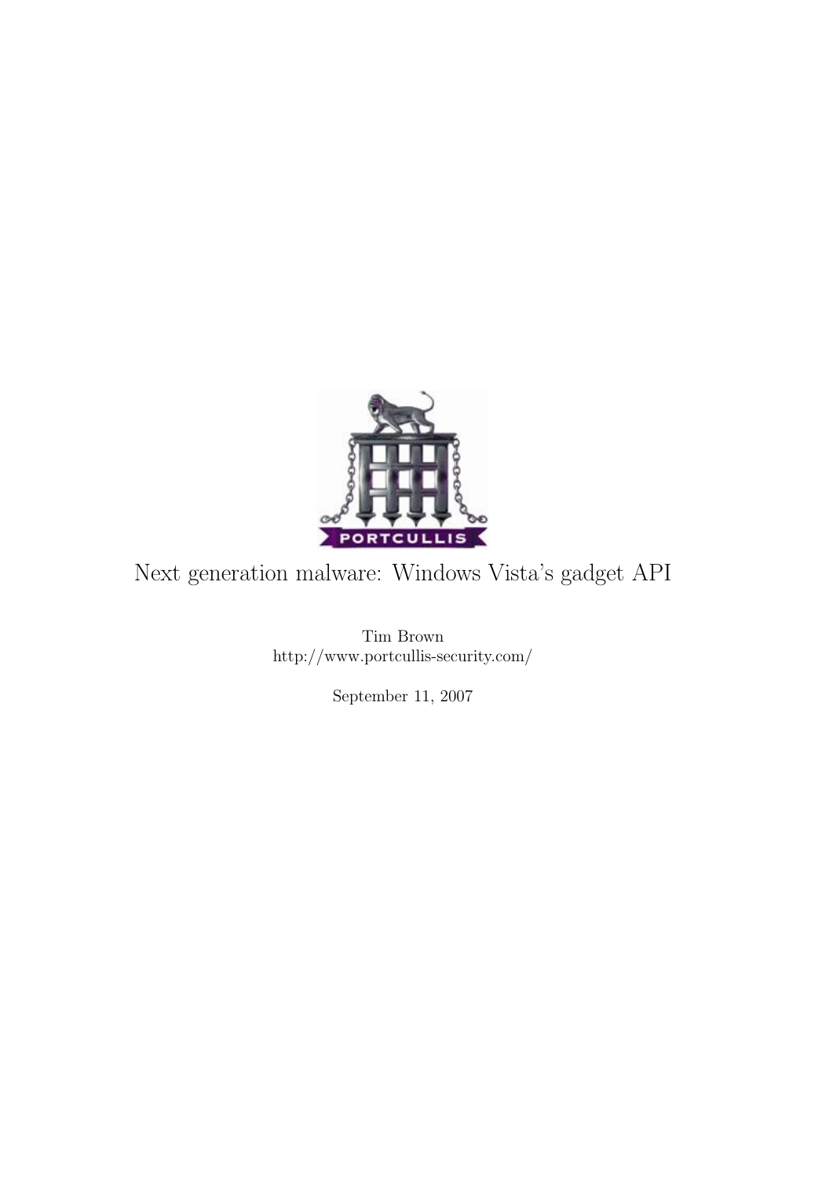# Next generation malware: Windows Vista's gadget API

Tim Brown
http://www.portcullis-security.com/

September 11, 2007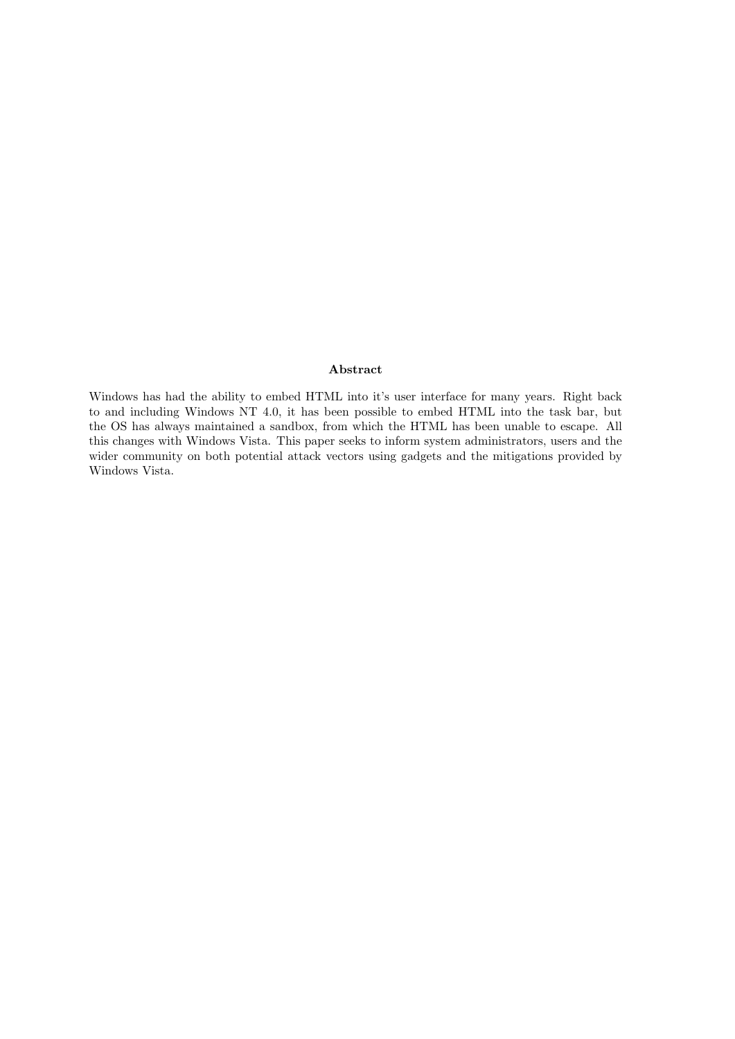**Abstract**

Windows has had the ability to embed HTML into it's user interface for many years. Right back to and including Windows NT 4.0, it has been possible to embed HTML into the task bar, but the OS has always maintained a sandbox, from which the HTML has been unable to escape. All this changes with Windows Vista. This paper seeks to inform system administrators, users and the wider community on both potential attack vectors using gadgets and the mitigations provided by Windows Vista.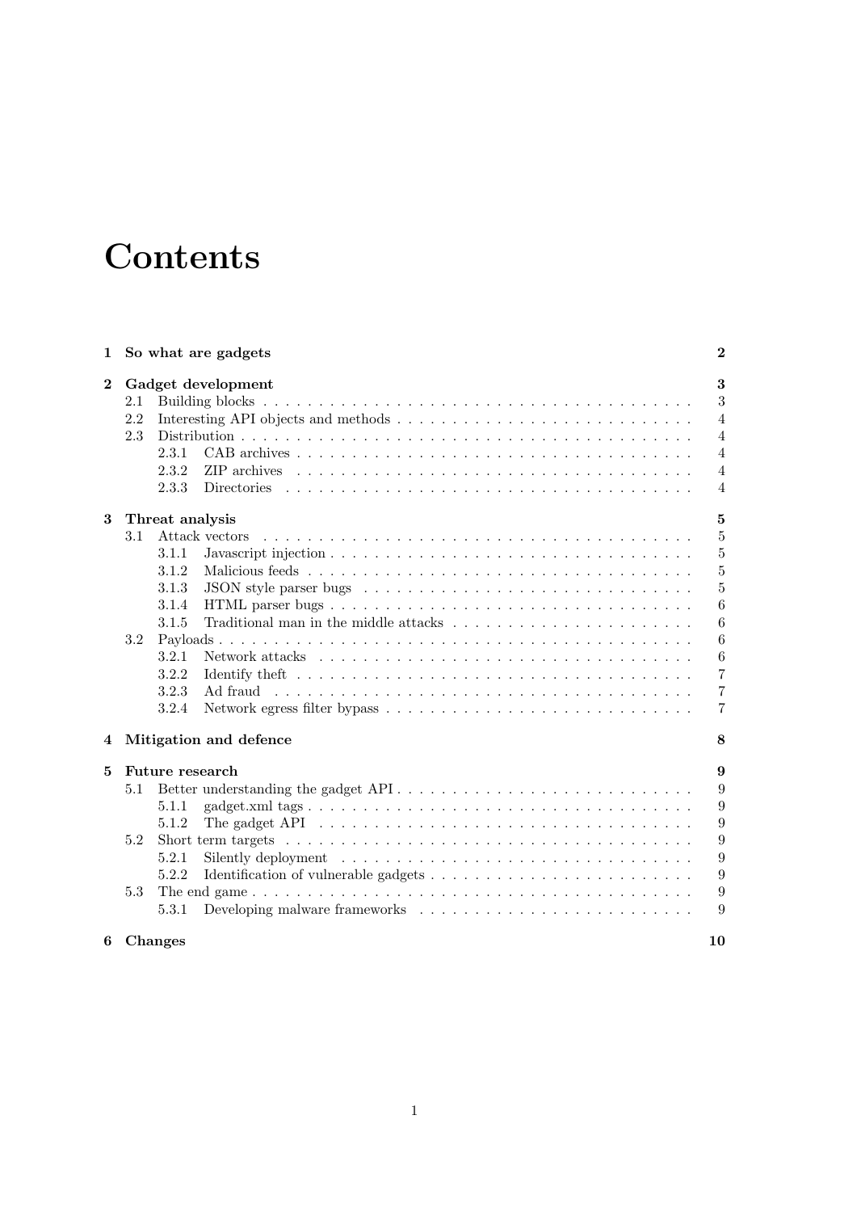# Contents

- **1 So what are gadgets** — **2**
- **2 Gadget development** — **3**
  - 2.1 Building blocks — 3
  - 2.2 Interesting API objects and methods — 4
  - 2.3 Distribution — 4
    - 2.3.1 CAB archives — 4
    - 2.3.2 ZIP archives — 4
    - 2.3.3 Directories — 4
- **3 Threat analysis** — **5**
  - 3.1 Attack vectors — 5
    - 3.1.1 Javascript injection — 5
    - 3.1.2 Malicious feeds — 5
    - 3.1.3 JSON style parser bugs — 5
    - 3.1.4 HTML parser bugs — 6
    - 3.1.5 Traditional man in the middle attacks — 6
  - 3.2 Payloads — 6
    - 3.2.1 Network attacks — 6
    - 3.2.2 Identify theft — 7
    - 3.2.3 Ad fraud — 7
    - 3.2.4 Network egress filter bypass — 7
- **4 Mitigation and defence** — **8**
- **5 Future research** — **9**
  - 5.1 Better understanding the gadget API — 9
    - 5.1.1 gadget.xml tags — 9
    - 5.1.2 The gadget API — 9
  - 5.2 Short term targets — 9
    - 5.2.1 Silently deployment — 9
    - 5.2.2 Identification of vulnerable gadgets — 9
  - 5.3 The end game — 9
    - 5.3.1 Developing malware frameworks — 9
- **6 Changes** — **10**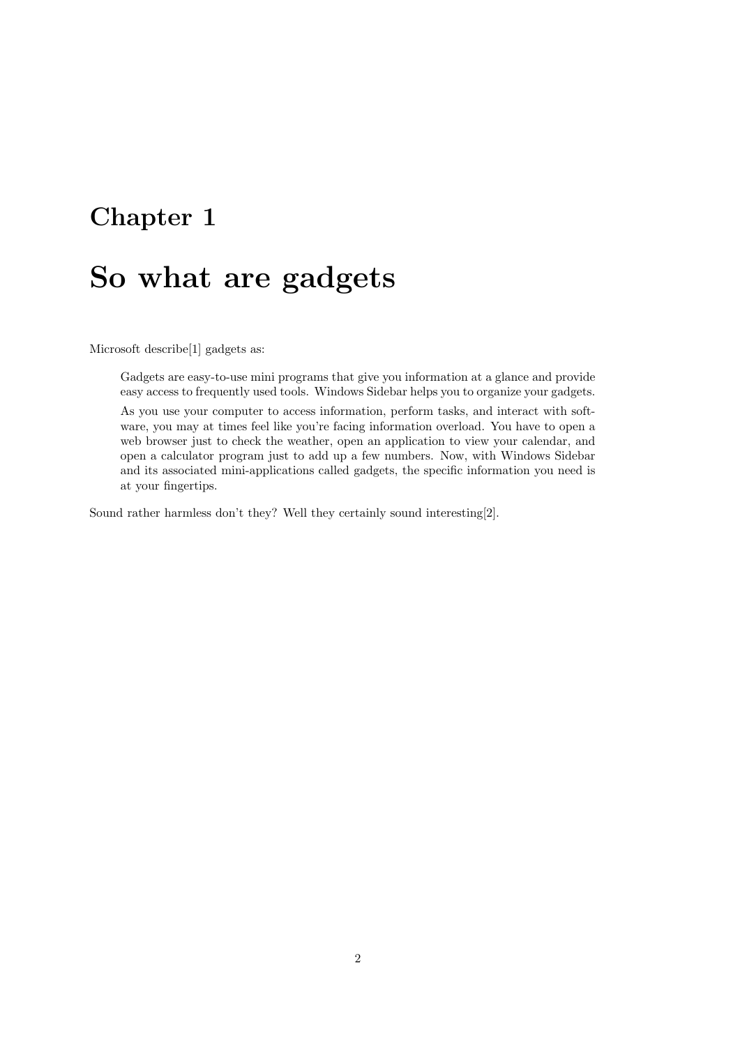# Chapter 1

# So what are gadgets

Microsoft describe[1] gadgets as:

> Gadgets are easy-to-use mini programs that give you information at a glance and provide easy access to frequently used tools. Windows Sidebar helps you to organize your gadgets.
>
> As you use your computer to access information, perform tasks, and interact with software, you may at times feel like you're facing information overload. You have to open a web browser just to check the weather, open an application to view your calendar, and open a calculator program just to add up a few numbers. Now, with Windows Sidebar and its associated mini-applications called gadgets, the specific information you need is at your fingertips.

Sound rather harmless don't they? Well they certainly sound interesting[2].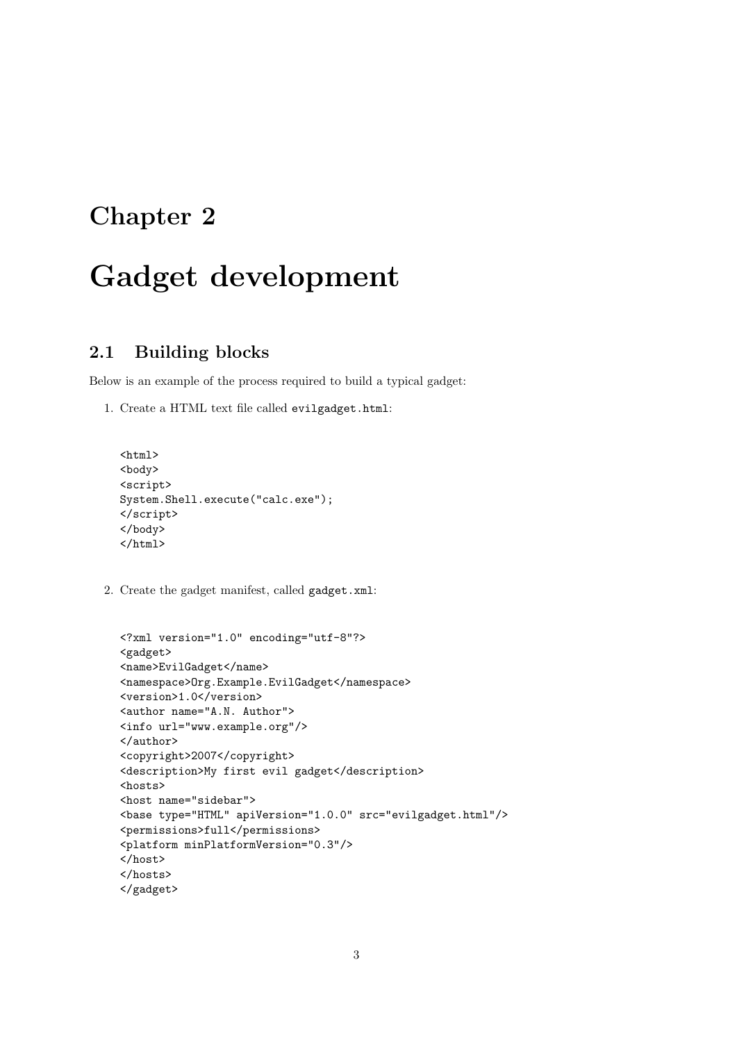# Chapter 2

# Gadget development

## 2.1 Building blocks

Below is an example of the process required to build a typical gadget:

1. Create a HTML text file called `evilgadget.html`:

```
<html>
<body>
<script>
System.Shell.execute("calc.exe");
</script>
</body>
</html>
```

2. Create the gadget manifest, called `gadget.xml`:

```
<?xml version="1.0" encoding="utf-8"?>
<gadget>
<name>EvilGadget</name>
<namespace>Org.Example.EvilGadget</namespace>
<version>1.0</version>
<author name="A.N. Author">
<info url="www.example.org"/>
</author>
<copyright>2007</copyright>
<description>My first evil gadget</description>
<hosts>
<host name="sidebar">
<base type="HTML" apiVersion="1.0.0" src="evilgadget.html"/>
<permissions>full</permissions>
<platform minPlatformVersion="0.3"/>
</host>
</hosts>
</gadget>
```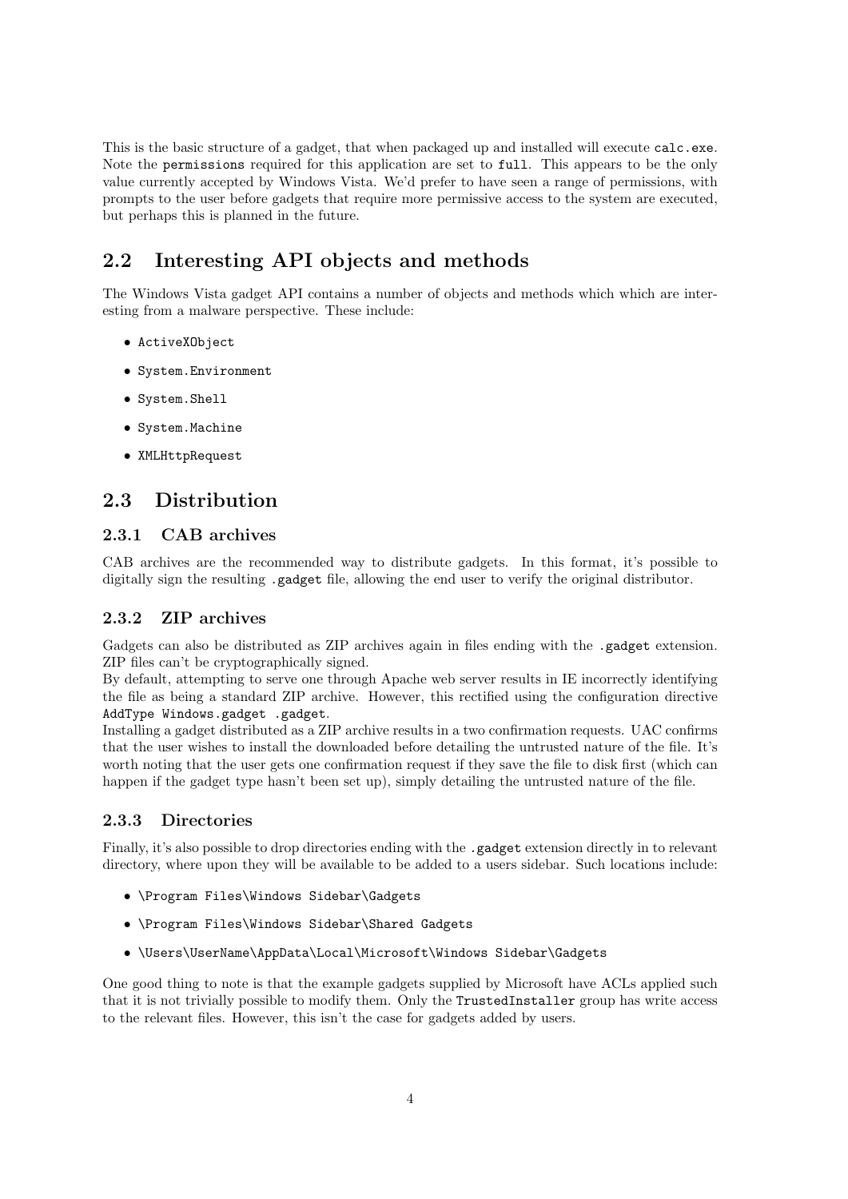This is the basic structure of a gadget, that when packaged up and installed will execute `calc.exe`. Note the `permissions` required for this application are set to `full`. This appears to be the only value currently accepted by Windows Vista. We'd prefer to have seen a range of permissions, with prompts to the user before gadgets that require more permissive access to the system are executed, but perhaps this is planned in the future.

## 2.2 Interesting API objects and methods

The Windows Vista gadget API contains a number of objects and methods which which are interesting from a malware perspective. These include:

- `ActiveXObject`
- `System.Environment`
- `System.Shell`
- `System.Machine`
- `XMLHttpRequest`

## 2.3 Distribution

### 2.3.1 CAB archives

CAB archives are the recommended way to distribute gadgets. In this format, it's possible to digitally sign the resulting `.gadget` file, allowing the end user to verify the original distributor.

### 2.3.2 ZIP archives

Gadgets can also be distributed as ZIP archives again in files ending with the `.gadget` extension. ZIP files can't be cryptographically signed.

By default, attempting to serve one through Apache web server results in IE incorrectly identifying the file as being a standard ZIP archive. However, this rectified using the configuration directive `AddType Windows.gadget .gadget`.

Installing a gadget distributed as a ZIP archive results in a two confirmation requests. UAC confirms that the user wishes to install the downloaded before detailing the untrusted nature of the file. It's worth noting that the user gets one confirmation request if they save the file to disk first (which can happen if the gadget type hasn't been set up), simply detailing the untrusted nature of the file.

### 2.3.3 Directories

Finally, it's also possible to drop directories ending with the `.gadget` extension directly in to relevant directory, where upon they will be available to be added to a users sidebar. Such locations include:

- `\Program Files\Windows Sidebar\Gadgets`
- `\Program Files\Windows Sidebar\Shared Gadgets`
- `\Users\UserName\AppData\Local\Microsoft\Windows Sidebar\Gadgets`

One good thing to note is that the example gadgets supplied by Microsoft have ACLs applied such that it is not trivially possible to modify them. Only the `TrustedInstaller` group has write access to the relevant files. However, this isn't the case for gadgets added by users.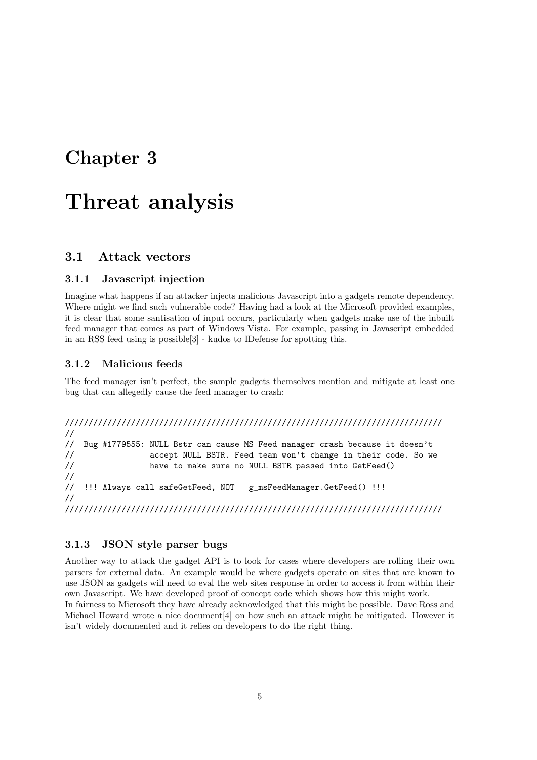# Chapter 3

# Threat analysis

## 3.1 Attack vectors

### 3.1.1 Javascript injection

Imagine what happens if an attacker injects malicious Javascript into a gadgets remote dependency. Where might we find such vulnerable code? Having had a look at the Microsoft provided examples, it is clear that some santisation of input occurs, particularly when gadgets make use of the inbuilt feed manager that comes as part of Windows Vista. For example, passing in Javascript embedded in an RSS feed using is possible[3] - kudos to IDefense for spotting this.

### 3.1.2 Malicious feeds

The feed manager isn't perfect, the sample gadgets themselves mention and mitigate at least one bug that can allegedly cause the feed manager to crash:

```
////////////////////////////////////////////////////////////////////////////////
//
//  Bug #1779555: NULL Bstr can cause MS Feed manager crash because it doesn't
//                accept NULL BSTR. Feed team won't change in their code. So we
//                have to make sure no NULL BSTR passed into GetFeed()
//
//  !!! Always call safeGetFeed, NOT   g_msFeedManager.GetFeed() !!!
//
////////////////////////////////////////////////////////////////////////////////
```

### 3.1.3 JSON style parser bugs

Another way to attack the gadget API is to look for cases where developers are rolling their own parsers for external data. An example would be where gadgets operate on sites that are known to use JSON as gadgets will need to eval the web sites response in order to access it from within their own Javascript. We have developed proof of concept code which shows how this might work.
In fairness to Microsoft they have already acknowledged that this might be possible. Dave Ross and Michael Howard wrote a nice document[4] on how such an attack might be mitigated. However it isn't widely documented and it relies on developers to do the right thing.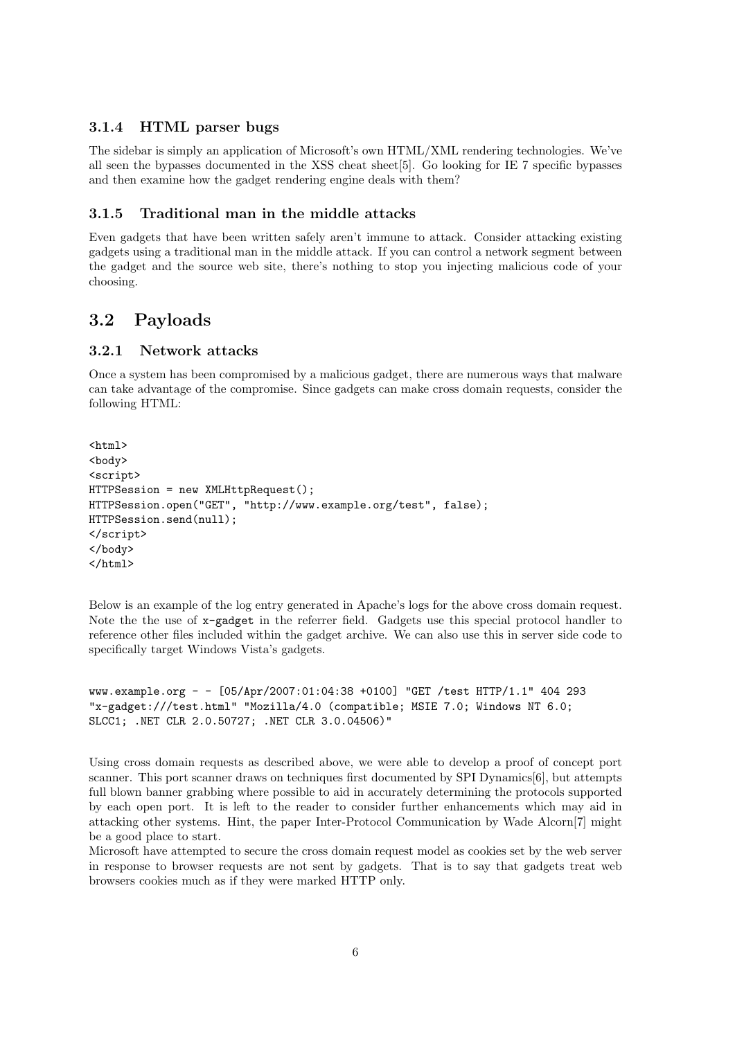### 3.1.4 HTML parser bugs

The sidebar is simply an application of Microsoft's own HTML/XML rendering technologies. We've all seen the bypasses documented in the XSS cheat sheet[5]. Go looking for IE 7 specific bypasses and then examine how the gadget rendering engine deals with them?

### 3.1.5 Traditional man in the middle attacks

Even gadgets that have been written safely aren't immune to attack. Consider attacking existing gadgets using a traditional man in the middle attack. If you can control a network segment between the gadget and the source web site, there's nothing to stop you injecting malicious code of your choosing.

## 3.2 Payloads

### 3.2.1 Network attacks

Once a system has been compromised by a malicious gadget, there are numerous ways that malware can take advantage of the compromise. Since gadgets can make cross domain requests, consider the following HTML:

```
<html>
<body>
<script>
HTTPSession = new XMLHttpRequest();
HTTPSession.open("GET", "http://www.example.org/test", false);
HTTPSession.send(null);
</script>
</body>
</html>
```

Below is an example of the log entry generated in Apache's logs for the above cross domain request. Note the the use of `x-gadget` in the referrer field. Gadgets use this special protocol handler to reference other files included within the gadget archive. We can also use this in server side code to specifically target Windows Vista's gadgets.

```
www.example.org - - [05/Apr/2007:01:04:38 +0100] "GET /test HTTP/1.1" 404 293
"x-gadget:///test.html" "Mozilla/4.0 (compatible; MSIE 7.0; Windows NT 6.0;
SLCC1; .NET CLR 2.0.50727; .NET CLR 3.0.04506)"
```

Using cross domain requests as described above, we were able to develop a proof of concept port scanner. This port scanner draws on techniques first documented by SPI Dynamics[6], but attempts full blown banner grabbing where possible to aid in accurately determining the protocols supported by each open port. It is left to the reader to consider further enhancements which may aid in attacking other systems. Hint, the paper Inter-Protocol Communication by Wade Alcorn[7] might be a good place to start.

Microsoft have attempted to secure the cross domain request model as cookies set by the web server in response to browser requests are not sent by gadgets. That is to say that gadgets treat web browsers cookies much as if they were marked HTTP only.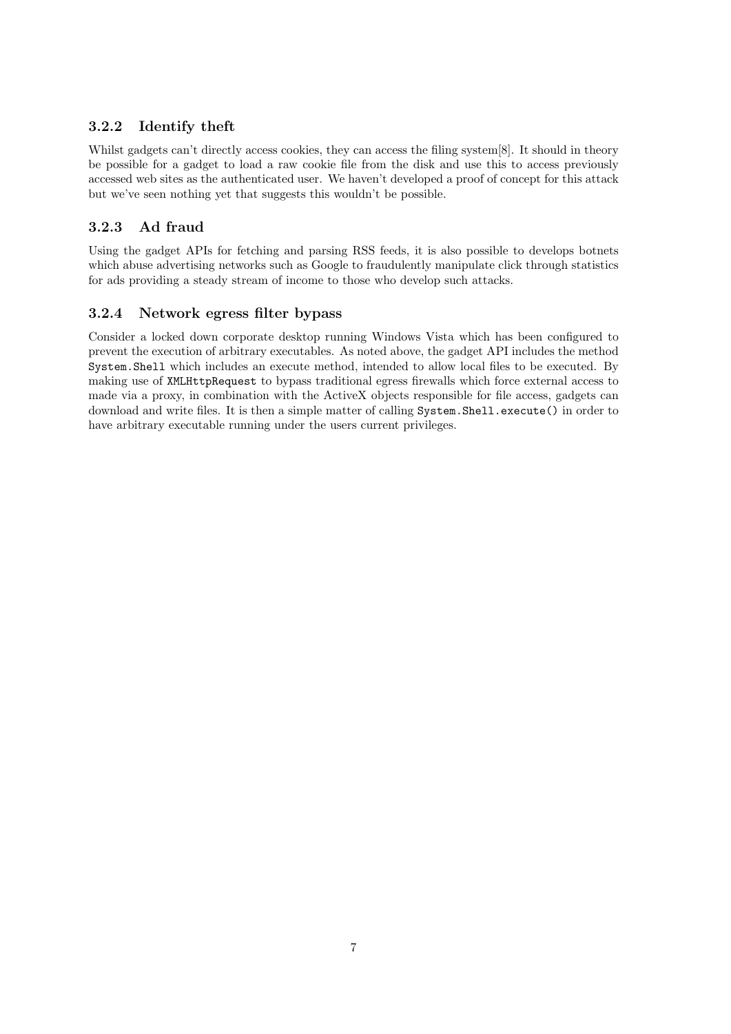### 3.2.2 Identify theft

Whilst gadgets can't directly access cookies, they can access the filing system[8]. It should in theory be possible for a gadget to load a raw cookie file from the disk and use this to access previously accessed web sites as the authenticated user. We haven't developed a proof of concept for this attack but we've seen nothing yet that suggests this wouldn't be possible.

### 3.2.3 Ad fraud

Using the gadget APIs for fetching and parsing RSS feeds, it is also possible to develops botnets which abuse advertising networks such as Google to fraudulently manipulate click through statistics for ads providing a steady stream of income to those who develop such attacks.

### 3.2.4 Network egress filter bypass

Consider a locked down corporate desktop running Windows Vista which has been configured to prevent the execution of arbitrary executables. As noted above, the gadget API includes the method `System.Shell` which includes an execute method, intended to allow local files to be executed. By making use of `XMLHttpRequest` to bypass traditional egress firewalls which force external access to made via a proxy, in combination with the ActiveX objects responsible for file access, gadgets can download and write files. It is then a simple matter of calling `System.Shell.execute()` in order to have arbitrary executable running under the users current privileges.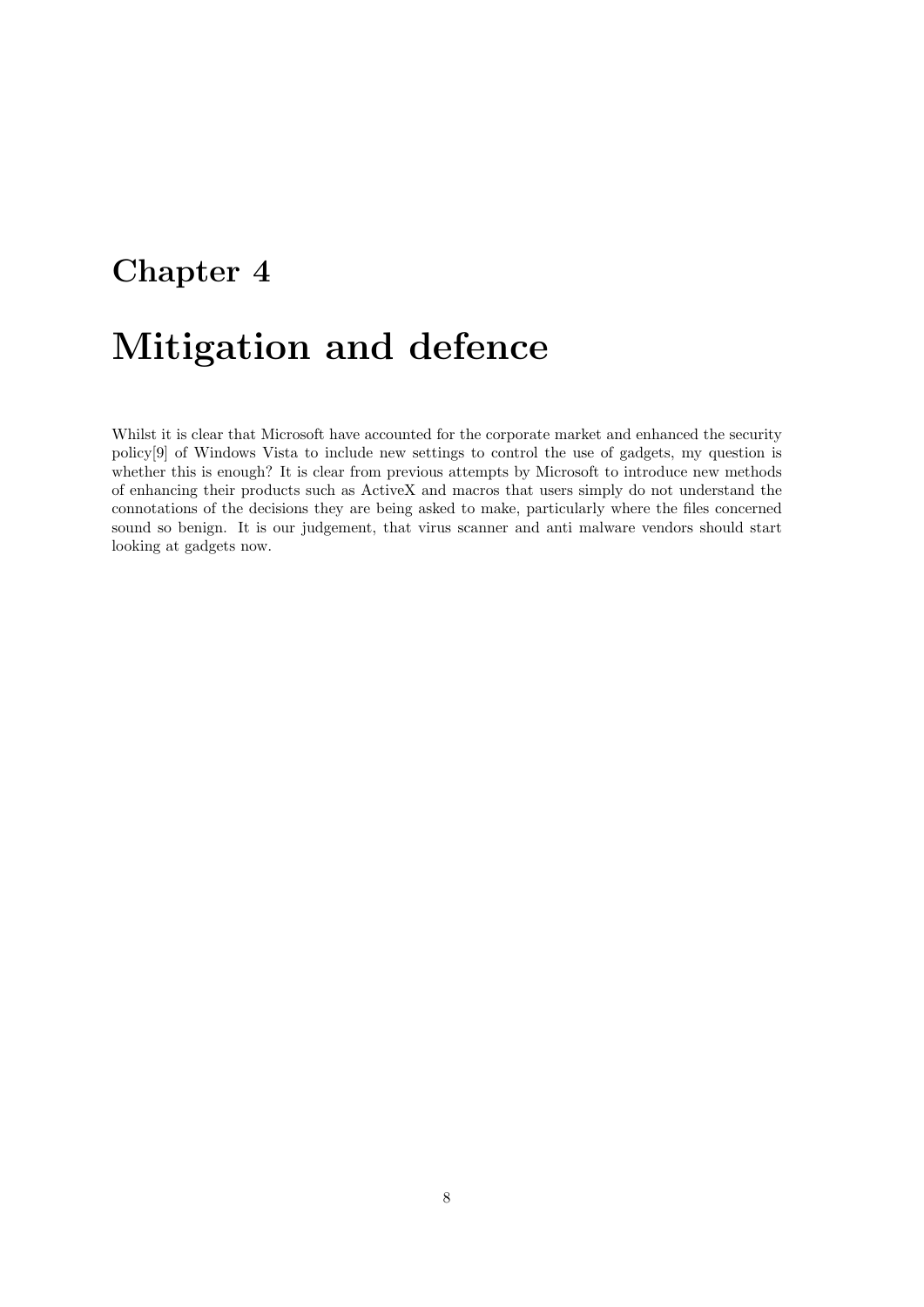# Chapter 4

# Mitigation and defence

Whilst it is clear that Microsoft have accounted for the corporate market and enhanced the security policy[9] of Windows Vista to include new settings to control the use of gadgets, my question is whether this is enough? It is clear from previous attempts by Microsoft to introduce new methods of enhancing their products such as ActiveX and macros that users simply do not understand the connotations of the decisions they are being asked to make, particularly where the files concerned sound so benign. It is our judgement, that virus scanner and anti malware vendors should start looking at gadgets now.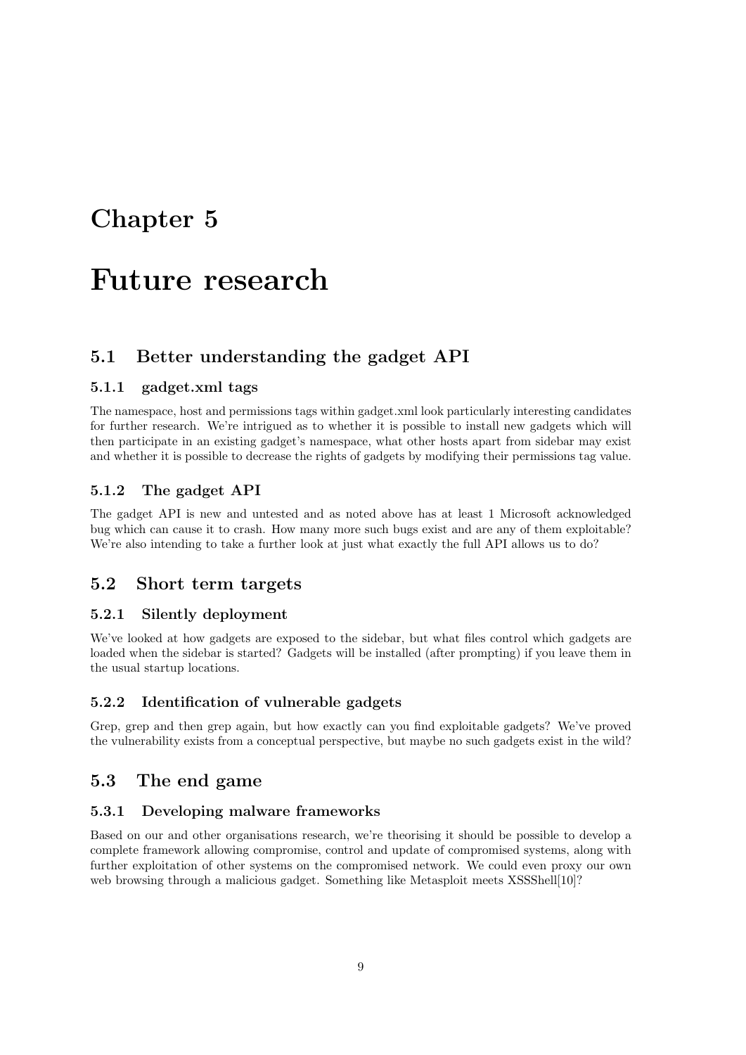# Chapter 5

# Future research

## 5.1 Better understanding the gadget API

### 5.1.1 gadget.xml tags

The namespace, host and permissions tags within gadget.xml look particularly interesting candidates for further research. We're intrigued as to whether it is possible to install new gadgets which will then participate in an existing gadget's namespace, what other hosts apart from sidebar may exist and whether it is possible to decrease the rights of gadgets by modifying their permissions tag value.

### 5.1.2 The gadget API

The gadget API is new and untested and as noted above has at least 1 Microsoft acknowledged bug which can cause it to crash. How many more such bugs exist and are any of them exploitable? We're also intending to take a further look at just what exactly the full API allows us to do?

## 5.2 Short term targets

### 5.2.1 Silently deployment

We've looked at how gadgets are exposed to the sidebar, but what files control which gadgets are loaded when the sidebar is started? Gadgets will be installed (after prompting) if you leave them in the usual startup locations.

### 5.2.2 Identification of vulnerable gadgets

Grep, grep and then grep again, but how exactly can you find exploitable gadgets? We've proved the vulnerability exists from a conceptual perspective, but maybe no such gadgets exist in the wild?

## 5.3 The end game

### 5.3.1 Developing malware frameworks

Based on our and other organisations research, we're theorising it should be possible to develop a complete framework allowing compromise, control and update of compromised systems, along with further exploitation of other systems on the compromised network. We could even proxy our own web browsing through a malicious gadget. Something like Metasploit meets XSSShell[10]?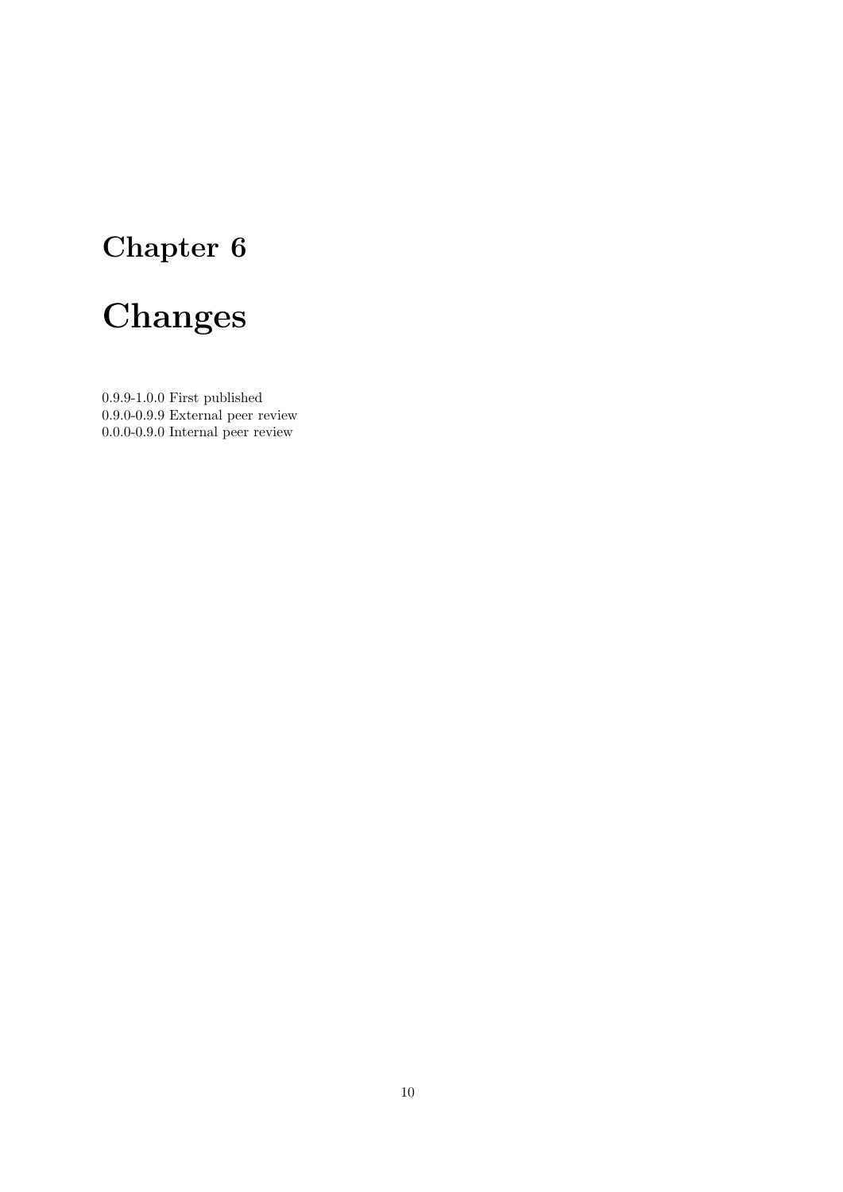# Chapter 6

# Changes

0.9.9-1.0.0 First published
0.9.0-0.9.9 External peer review
0.0.0-0.9.0 Internal peer review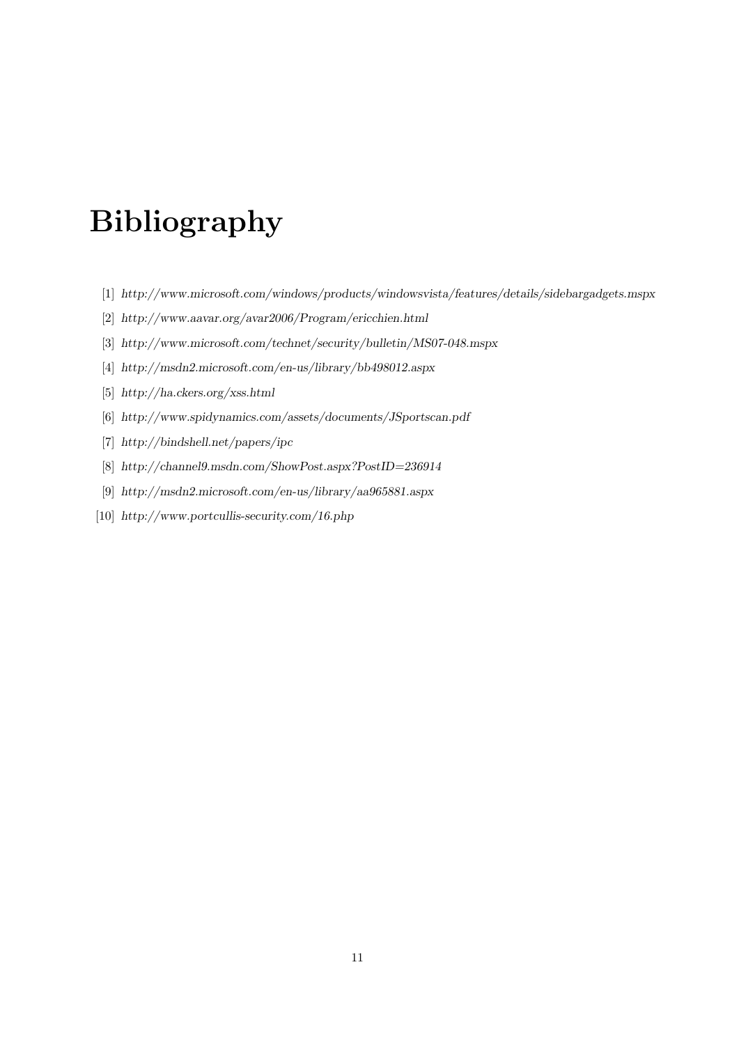# Bibliography

[1] *http://www.microsoft.com/windows/products/windowsvista/features/details/sidebargadgets.mspx*

[2] *http://www.aavar.org/avar2006/Program/ericchien.html*

[3] *http://www.microsoft.com/technet/security/bulletin/MS07-048.mspx*

[4] *http://msdn2.microsoft.com/en-us/library/bb498012.aspx*

[5] *http://ha.ckers.org/xss.html*

[6] *http://www.spidynamics.com/assets/documents/JSportscan.pdf*

[7] *http://bindshell.net/papers/ipc*

[8] *http://channel9.msdn.com/ShowPost.aspx?PostID=236914*

[9] *http://msdn2.microsoft.com/en-us/library/aa965881.aspx*

[10] *http://www.portcullis-security.com/16.php*